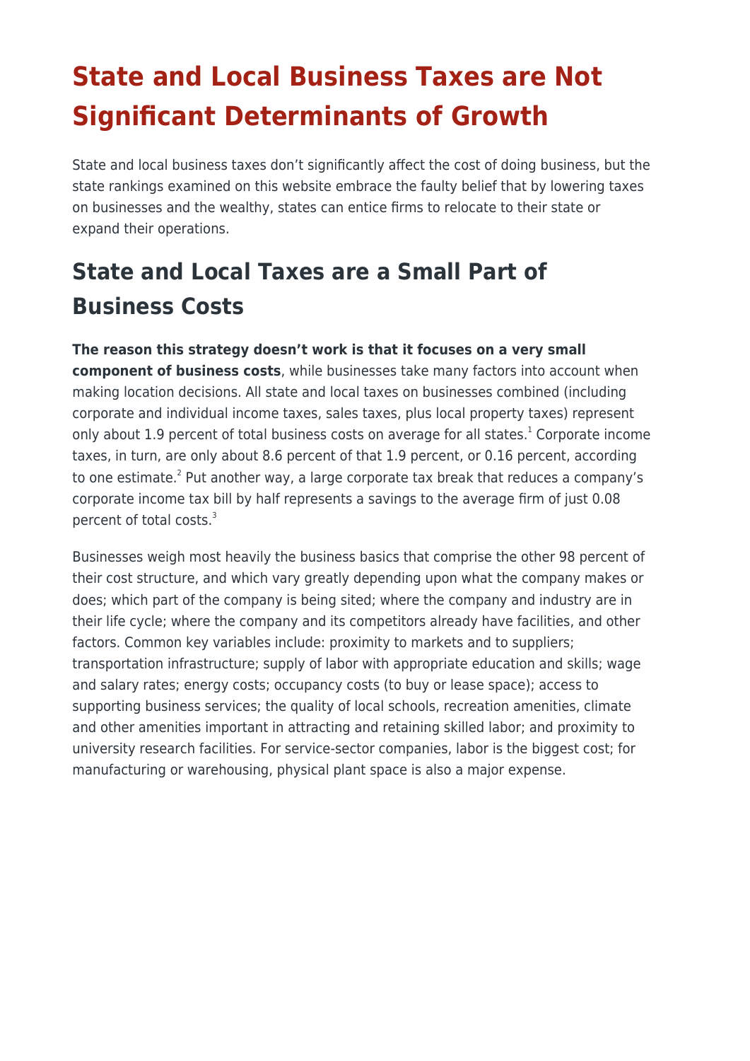# State and Local Business Taxes are Not Significant Determinants of Growth

State and local business taxes don't significantly affect the cost of doing business, but the state rankings examined on this website embrace the faulty belief that by lowering taxes on businesses and the wealthy, states can entice firms to relocate to their state or expand their operations.

## State and Local Taxes are a Small Part of Business Costs

**The reason this strategy doesn't work is that it focuses on a very small component of business costs**, while businesses take many factors into account when making location decisions. All state and local taxes on businesses combined (including corporate and individual income taxes, sales taxes, plus local property taxes) represent only about 1.9 percent of total business costs on average for all states.[1] Corporate income taxes, in turn, are only about 8.6 percent of that 1.9 percent, or 0.16 percent, according to one estimate.[2] Put another way, a large corporate tax break that reduces a company's corporate income tax bill by half represents a savings to the average firm of just 0.08 percent of total costs.[3]

Businesses weigh most heavily the business basics that comprise the other 98 percent of their cost structure, and which vary greatly depending upon what the company makes or does; which part of the company is being sited; where the company and industry are in their life cycle; where the company and its competitors already have facilities, and other factors. Common key variables include: proximity to markets and to suppliers; transportation infrastructure; supply of labor with appropriate education and skills; wage and salary rates; energy costs; occupancy costs (to buy or lease space); access to supporting business services; the quality of local schools, recreation amenities, climate and other amenities important in attracting and retaining skilled labor; and proximity to university research facilities. For service-sector companies, labor is the biggest cost; for manufacturing or warehousing, physical plant space is also a major expense.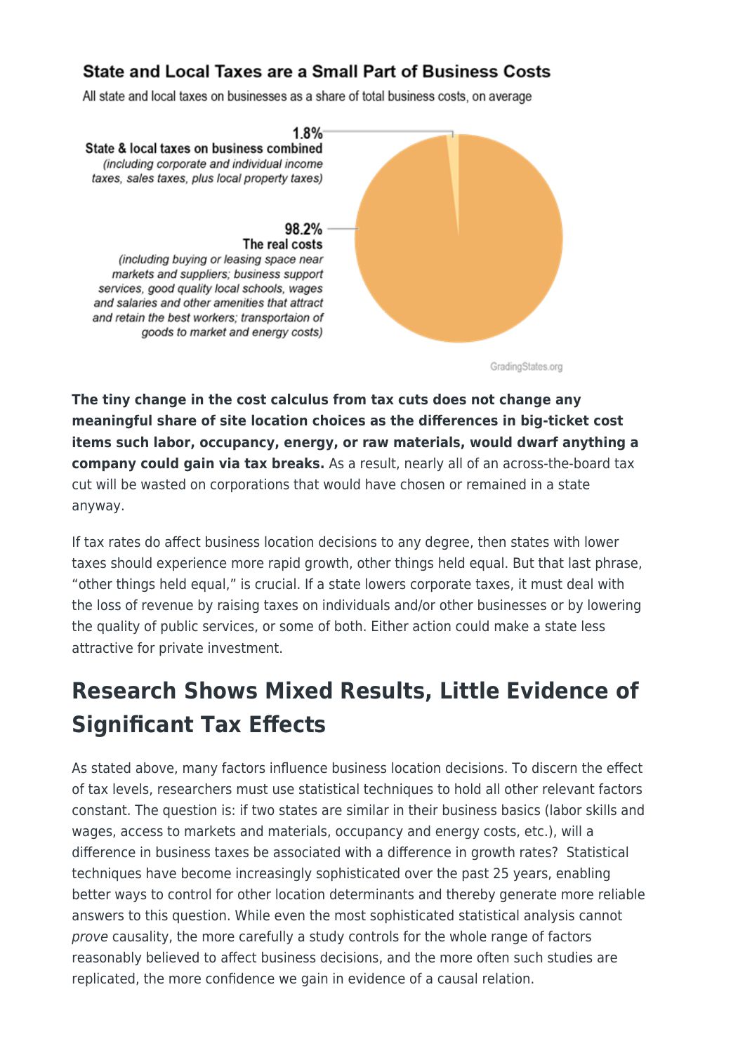**State and Local Taxes are a Small Part of Business Costs**

All state and local taxes on businesses as a share of total business costs, on average

1.8%
**State & local taxes on business combined**
*(including corporate and individual income taxes, sales taxes, plus local property taxes)*

98.2%
**The real costs**
*(including buying or leasing space near markets and suppliers; business support services, good quality local schools, wages and salaries and other amenities that attract and retain the best workers; transportaion of goods to market and energy costs)*

GradingStates.org

**The tiny change in the cost calculus from tax cuts does not change any meaningful share of site location choices as the differences in big-ticket cost items such labor, occupancy, energy, or raw materials, would dwarf anything a company could gain via tax breaks.** As a result, nearly all of an across-the-board tax cut will be wasted on corporations that would have chosen or remained in a state anyway.

If tax rates do affect business location decisions to any degree, then states with lower taxes should experience more rapid growth, other things held equal. But that last phrase, "other things held equal," is crucial. If a state lowers corporate taxes, it must deal with the loss of revenue by raising taxes on individuals and/or other businesses or by lowering the quality of public services, or some of both. Either action could make a state less attractive for private investment.

## Research Shows Mixed Results, Little Evidence of Significant Tax Effects

As stated above, many factors influence business location decisions. To discern the effect of tax levels, researchers must use statistical techniques to hold all other relevant factors constant. The question is: if two states are similar in their business basics (labor skills and wages, access to markets and materials, occupancy and energy costs, etc.), will a difference in business taxes be associated with a difference in growth rates? Statistical techniques have become increasingly sophisticated over the past 25 years, enabling better ways to control for other location determinants and thereby generate more reliable answers to this question. While even the most sophisticated statistical analysis cannot *prove* causality, the more carefully a study controls for the whole range of factors reasonably believed to affect business decisions, and the more often such studies are replicated, the more confidence we gain in evidence of a causal relation.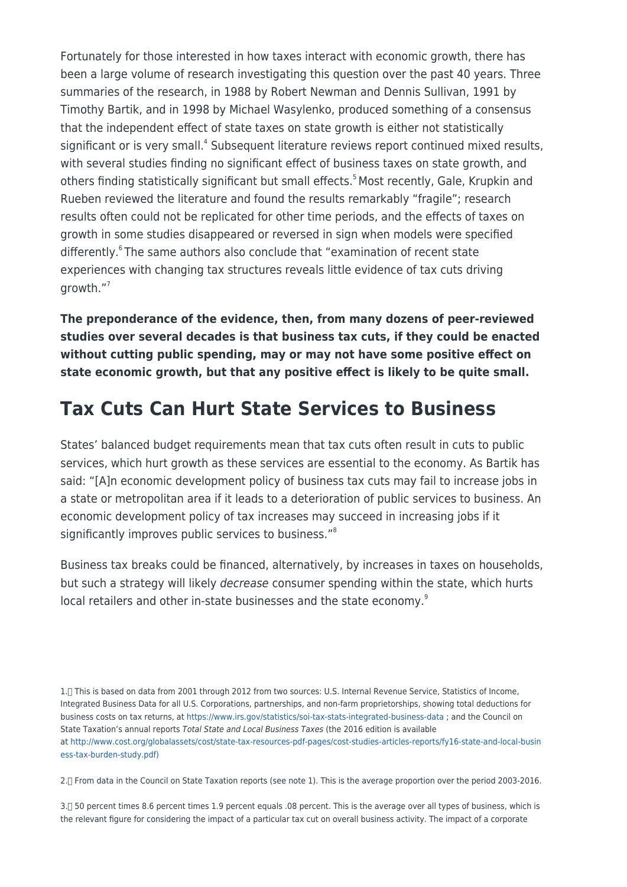Fortunately for those interested in how taxes interact with economic growth, there has been a large volume of research investigating this question over the past 40 years. Three summaries of the research, in 1988 by Robert Newman and Dennis Sullivan, 1991 by Timothy Bartik, and in 1998 by Michael Wasylenko, produced something of a consensus that the independent effect of state taxes on state growth is either not statistically significant or is very small.[4] Subsequent literature reviews report continued mixed results, with several studies finding no significant effect of business taxes on state growth, and others finding statistically significant but small effects.[5] Most recently, Gale, Krupkin and Rueben reviewed the literature and found the results remarkably "fragile"; research results often could not be replicated for other time periods, and the effects of taxes on growth in some studies disappeared or reversed in sign when models were specified differently.[6] The same authors also conclude that "examination of recent state experiences with changing tax structures reveals little evidence of tax cuts driving growth."[7]

**The preponderance of the evidence, then, from many dozens of peer-reviewed studies over several decades is that business tax cuts, if they could be enacted without cutting public spending, may or may not have some positive effect on state economic growth, but that any positive effect is likely to be quite small.**

## Tax Cuts Can Hurt State Services to Business

States' balanced budget requirements mean that tax cuts often result in cuts to public services, which hurt growth as these services are essential to the economy. As Bartik has said: "[A]n economic development policy of business tax cuts may fail to increase jobs in a state or metropolitan area if it leads to a deterioration of public services to business. An economic development policy of tax increases may succeed in increasing jobs if it significantly improves public services to business."[8]

Business tax breaks could be financed, alternatively, by increases in taxes on households, but such a strategy will likely *decrease* consumer spending within the state, which hurts local retailers and other in-state businesses and the state economy.[9]

1. This is based on data from 2001 through 2012 from two sources: U.S. Internal Revenue Service, Statistics of Income, Integrated Business Data for all U.S. Corporations, partnerships, and non-farm proprietorships, showing total deductions for business costs on tax returns, at https://www.irs.gov/statistics/soi-tax-stats-integrated-business-data ; and the Council on State Taxation's annual reports *Total State and Local Business Taxes* (the 2016 edition is available at http://www.cost.org/globalassets/cost/state-tax-resources-pdf-pages/cost-studies-articles-reports/fy16-state-and-local-business-tax-burden-study.pdf)

2. From data in the Council on State Taxation reports (see note 1). This is the average proportion over the period 2003-2016.

3. 50 percent times 8.6 percent times 1.9 percent equals .08 percent. This is the average over all types of business, which is the relevant figure for considering the impact of a particular tax cut on overall business activity. The impact of a corporate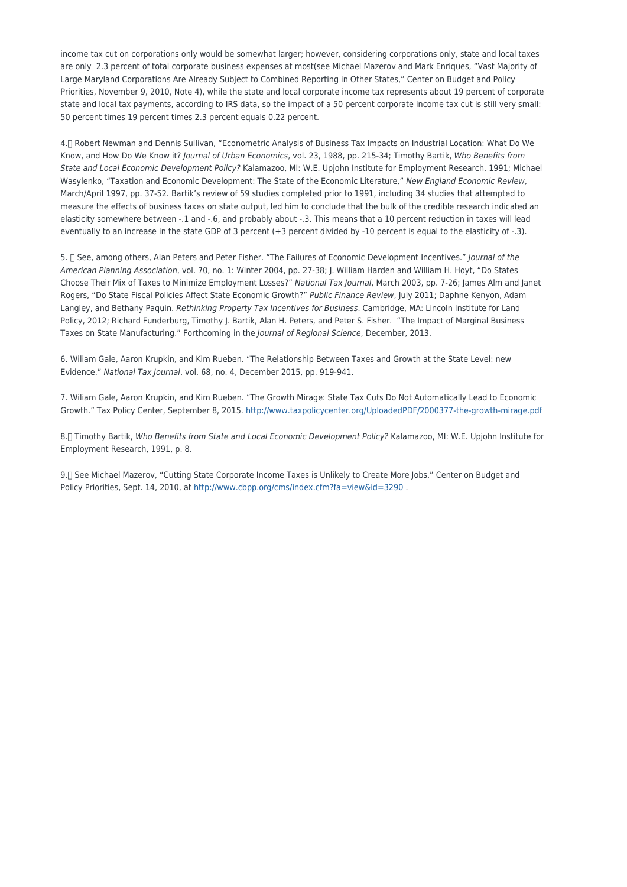income tax cut on corporations only would be somewhat larger; however, considering corporations only, state and local taxes are only 2.3 percent of total corporate business expenses at most(see Michael Mazerov and Mark Enriques, "Vast Majority of Large Maryland Corporations Are Already Subject to Combined Reporting in Other States," Center on Budget and Policy Priorities, November 9, 2010, Note 4), while the state and local corporate income tax represents about 19 percent of corporate state and local tax payments, according to IRS data, so the impact of a 50 percent corporate income tax cut is still very small: 50 percent times 19 percent times 2.3 percent equals 0.22 percent.

4. Robert Newman and Dennis Sullivan, "Econometric Analysis of Business Tax Impacts on Industrial Location: What Do We Know, and How Do We Know it? *Journal of Urban Economics*, vol. 23, 1988, pp. 215-34; Timothy Bartik, *Who Benefits from State and Local Economic Development Policy?* Kalamazoo, MI: W.E. Upjohn Institute for Employment Research, 1991; Michael Wasylenko, "Taxation and Economic Development: The State of the Economic Literature," *New England Economic Review*, March/April 1997, pp. 37-52. Bartik's review of 59 studies completed prior to 1991, including 34 studies that attempted to measure the effects of business taxes on state output, led him to conclude that the bulk of the credible research indicated an elasticity somewhere between -.1 and -.6, and probably about -.3. This means that a 10 percent reduction in taxes will lead eventually to an increase in the state GDP of 3 percent (+3 percent divided by -10 percent is equal to the elasticity of -.3).

5. See, among others, Alan Peters and Peter Fisher. "The Failures of Economic Development Incentives." *Journal of the American Planning Association*, vol. 70, no. 1: Winter 2004, pp. 27-38; J. William Harden and William H. Hoyt, "Do States Choose Their Mix of Taxes to Minimize Employment Losses?" *National Tax Journal*, March 2003, pp. 7-26; James Alm and Janet Rogers, "Do State Fiscal Policies Affect State Economic Growth?" *Public Finance Review*, July 2011; Daphne Kenyon, Adam Langley, and Bethany Paquin. *Rethinking Property Tax Incentives for Business*. Cambridge, MA: Lincoln Institute for Land Policy, 2012; Richard Funderburg, Timothy J. Bartik, Alan H. Peters, and Peter S. Fisher. "The Impact of Marginal Business Taxes on State Manufacturing." Forthcoming in the *Journal of Regional Science*, December, 2013.

6. Wiliam Gale, Aaron Krupkin, and Kim Rueben. "The Relationship Between Taxes and Growth at the State Level: new Evidence." *National Tax Journal*, vol. 68, no. 4, December 2015, pp. 919-941.

7. Wiliam Gale, Aaron Krupkin, and Kim Rueben. "The Growth Mirage: State Tax Cuts Do Not Automatically Lead to Economic Growth." Tax Policy Center, September 8, 2015. http://www.taxpolicycenter.org/UploadedPDF/2000377-the-growth-mirage.pdf

8. Timothy Bartik, *Who Benefits from State and Local Economic Development Policy?* Kalamazoo, MI: W.E. Upjohn Institute for Employment Research, 1991, p. 8.

9. See Michael Mazerov, "Cutting State Corporate Income Taxes is Unlikely to Create More Jobs," Center on Budget and Policy Priorities, Sept. 14, 2010, at http://www.cbpp.org/cms/index.cfm?fa=view&id=3290 .